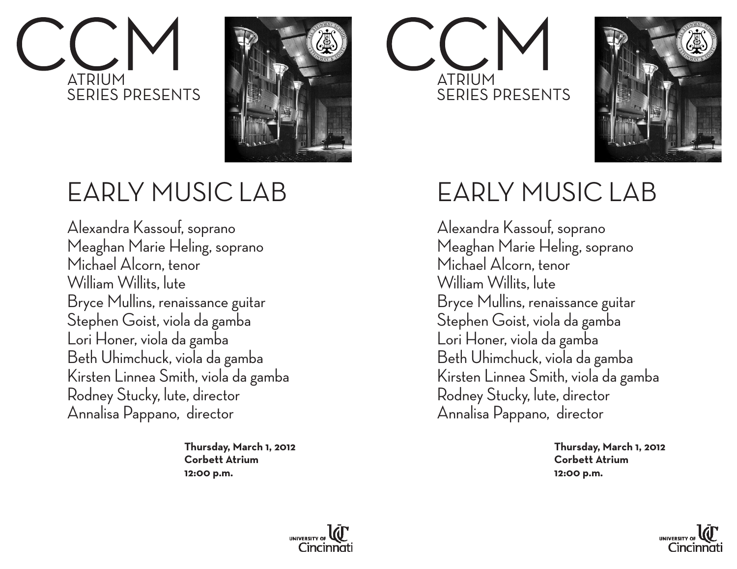# CCM

ATRIUM
SERIES PRESENTS

## EARLY MUSIC LAB

Alexandra Kassouf, soprano
Meaghan Marie Heling, soprano
Michael Alcorn, tenor
William Willits, lute
Bryce Mullins, renaissance guitar
Stephen Goist, viola da gamba
Lori Honer, viola da gamba
Beth Uhimchuck, viola da gamba
Kirsten Linnea Smith, viola da gamba
Rodney Stucky, lute, director
Annalisa Pappano, director

**Thursday, March 1, 2012**
**Corbett Atrium**
**12:00 p.m.**

UNIVERSITY OF Cincinnati

# CCM

ATRIUM
SERIES PRESENTS

## EARLY MUSIC LAB

Alexandra Kassouf, soprano
Meaghan Marie Heling, soprano
Michael Alcorn, tenor
William Willits, lute
Bryce Mullins, renaissance guitar
Stephen Goist, viola da gamba
Lori Honer, viola da gamba
Beth Uhimchuck, viola da gamba
Kirsten Linnea Smith, viola da gamba
Rodney Stucky, lute, director
Annalisa Pappano, director

**Thursday, March 1, 2012**
**Corbett Atrium**
**12:00 p.m.**

UNIVERSITY OF Cincinnati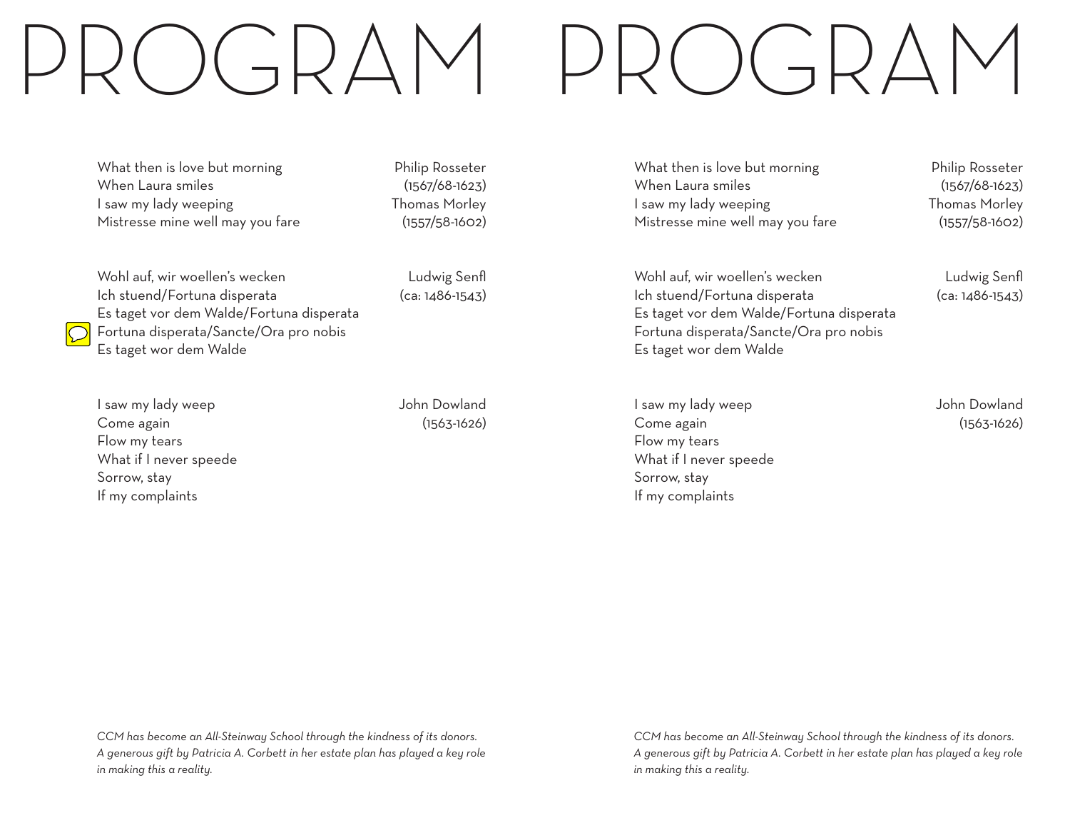# PROGRAM

| | |
|---|---|
| What then is love but morning | Philip Rosseter |
| When Laura smiles | (1567/68-1623) |
| I saw my lady weeping | Thomas Morley |
| Mistresse mine well may you fare | (1557/58-1602) |

| | |
|---|---|
| Wohl auf, wir woellen's wecken | Ludwig Senfl |
| Ich stuend/Fortuna disperata | (ca: 1486-1543) |
| Es taget vor dem Walde/Fortuna disperata | |
| Fortuna disperata/Sancte/Ora pro nobis | |
| Es taget wor dem Walde | |

| | |
|---|---|
| I saw my lady weep | John Dowland |
| Come again | (1563-1626) |
| Flow my tears | |
| What if I never speede | |
| Sorrow, stay | |
| If my complaints | |

*CCM has become an All-Steinway School through the kindness of its donors. A generous gift by Patricia A. Corbett in her estate plan has played a key role in making this a reality.*

# PROGRAM

| | |
|---|---|
| What then is love but morning | Philip Rosseter |
| When Laura smiles | (1567/68-1623) |
| I saw my lady weeping | Thomas Morley |
| Mistresse mine well may you fare | (1557/58-1602) |

| | |
|---|---|
| Wohl auf, wir woellen's wecken | Ludwig Senfl |
| Ich stuend/Fortuna disperata | (ca: 1486-1543) |
| Es taget vor dem Walde/Fortuna disperata | |
| Fortuna disperata/Sancte/Ora pro nobis | |
| Es taget wor dem Walde | |

| | |
|---|---|
| I saw my lady weep | John Dowland |
| Come again | (1563-1626) |
| Flow my tears | |
| What if I never speede | |
| Sorrow, stay | |
| If my complaints | |

*CCM has become an All-Steinway School through the kindness of its donors. A generous gift by Patricia A. Corbett in her estate plan has played a key role in making this a reality.*